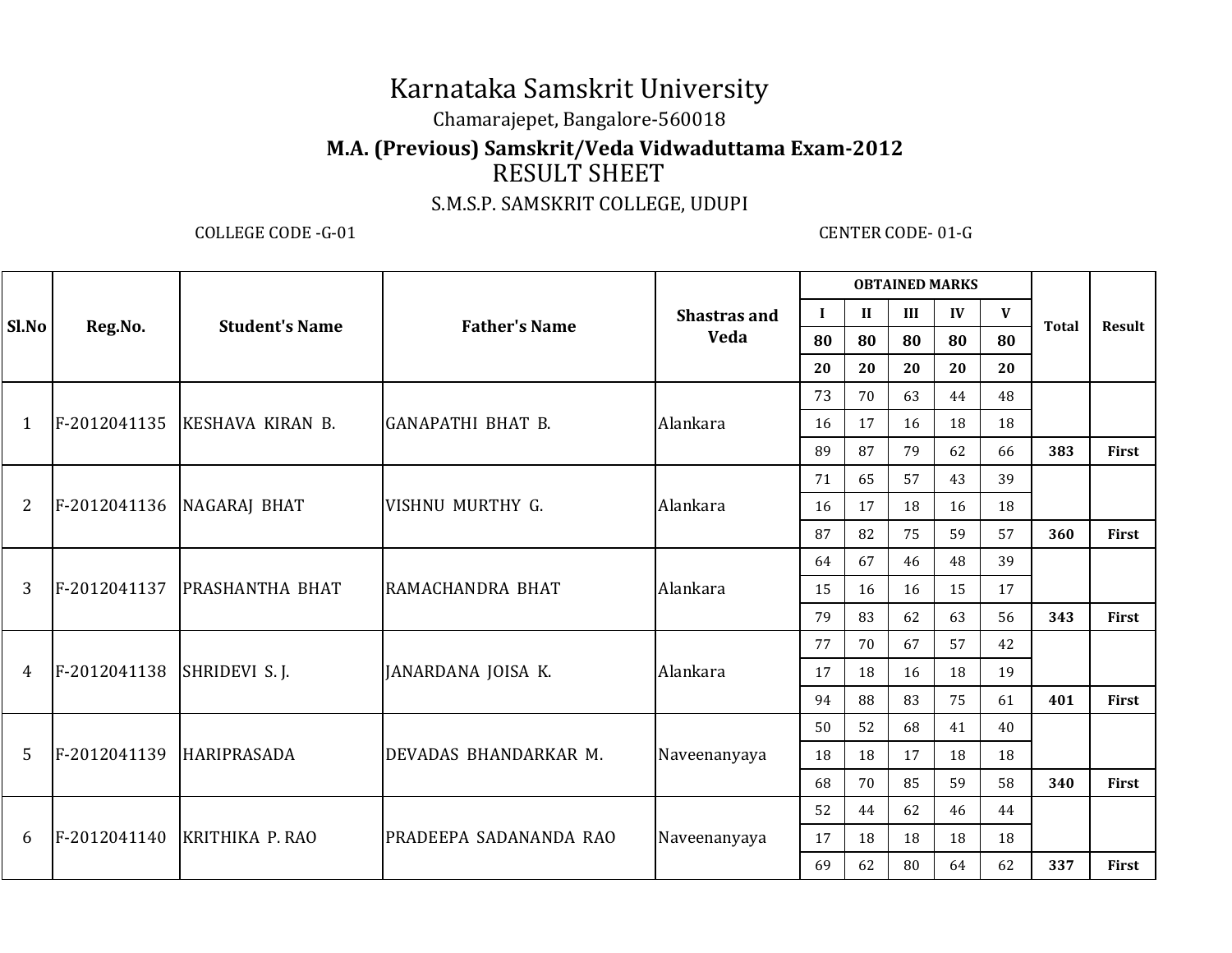# Karnataka Samskrit University

Chamarajepet, Bangalore-560018

## M.A. (Previous) Samskrit/Veda Vidwaduttama Exam-2012

RESULT SHEET

S.M.S.P. SAMSKRIT COLLEGE, UDUPI

COLLEGE CODE -G-01 CENTER CODE- 01-G

| Sl.No | Reg.No. | Student's Name | Father's Name | Shastras and Veda | OBTAINED MARKS | | | | | Total | Result |
|---|---|---|---|---|---|---|---|---|---|---|---|
| | | | | | I | II | III | IV | V | | |
| | | | | | 80 | 80 | 80 | 80 | 80 | | |
| | | | | | 20 | 20 | 20 | 20 | 20 | | |
| 1 | F-2012041135 | KESHAVA KIRAN B. | GANAPATHI BHAT B. | Alankara | 73 | 70 | 63 | 44 | 48 | | |
| | | | | | 16 | 17 | 16 | 18 | 18 | | |
| | | | | | 89 | 87 | 79 | 62 | 66 | **383** | **First** |
| 2 | F-2012041136 | NAGARAJ BHAT | VISHNU MURTHY G. | Alankara | 71 | 65 | 57 | 43 | 39 | | |
| | | | | | 16 | 17 | 18 | 16 | 18 | | |
| | | | | | 87 | 82 | 75 | 59 | 57 | **360** | **First** |
| 3 | F-2012041137 | PRASHANTHA BHAT | RAMACHANDRA BHAT | Alankara | 64 | 67 | 46 | 48 | 39 | | |
| | | | | | 15 | 16 | 16 | 15 | 17 | | |
| | | | | | 79 | 83 | 62 | 63 | 56 | **343** | **First** |
| 4 | F-2012041138 | SHRIDEVI S. J. | JANARDANA JOISA K. | Alankara | 77 | 70 | 67 | 57 | 42 | | |
| | | | | | 17 | 18 | 16 | 18 | 19 | | |
| | | | | | 94 | 88 | 83 | 75 | 61 | **401** | **First** |
| 5 | F-2012041139 | HARIPRASADA | DEVADAS BHANDARKAR M. | Naveenanyaya | 50 | 52 | 68 | 41 | 40 | | |
| | | | | | 18 | 18 | 17 | 18 | 18 | | |
| | | | | | 68 | 70 | 85 | 59 | 58 | **340** | **First** |
| 6 | F-2012041140 | KRITHIKA P. RAO | PRADEEPA SADANANDA RAO | Naveenanyaya | 52 | 44 | 62 | 46 | 44 | | |
| | | | | | 17 | 18 | 18 | 18 | 18 | | |
| | | | | | 69 | 62 | 80 | 64 | 62 | **337** | **First** |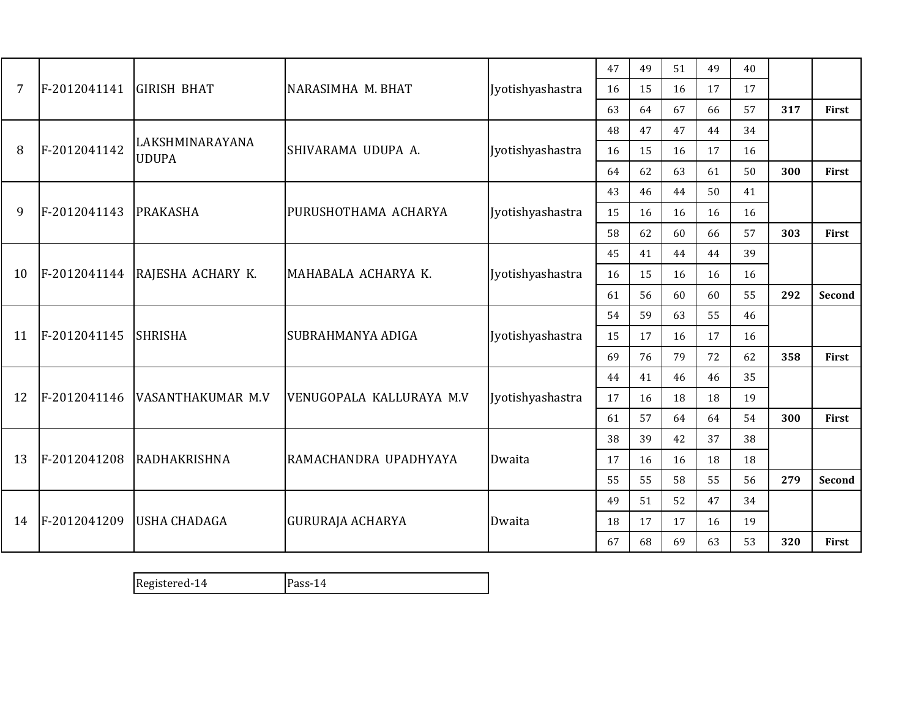| | | | | | | | | | | | |
|---|---|---|---|---|---|---|---|---|---|---|---|
| 7 | F-2012041141 | GIRISH BHAT | NARASIMHA M. BHAT | Jyotishyashastra | 47 | 49 | 51 | 49 | 40 | | |
| | | | | | 16 | 15 | 16 | 17 | 17 | | |
| | | | | | 63 | 64 | 67 | 66 | 57 | **317** | **First** |
| 8 | F-2012041142 | LAKSHMINARAYANA UDUPA | SHIVARAMA UDUPA A. | Jyotishyashastra | 48 | 47 | 47 | 44 | 34 | | |
| | | | | | 16 | 15 | 16 | 17 | 16 | | |
| | | | | | 64 | 62 | 63 | 61 | 50 | **300** | **First** |
| 9 | F-2012041143 | PRAKASHA | PURUSHOTHAMA ACHARYA | Jyotishyashastra | 43 | 46 | 44 | 50 | 41 | | |
| | | | | | 15 | 16 | 16 | 16 | 16 | | |
| | | | | | 58 | 62 | 60 | 66 | 57 | **303** | **First** |
| 10 | F-2012041144 | RAJESHA ACHARY K. | MAHABALA ACHARYA K. | Jyotishyashastra | 45 | 41 | 44 | 44 | 39 | | |
| | | | | | 16 | 15 | 16 | 16 | 16 | | |
| | | | | | 61 | 56 | 60 | 60 | 55 | **292** | **Second** |
| 11 | F-2012041145 | SHRISHA | SUBRAHMANYA ADIGA | Jyotishyashastra | 54 | 59 | 63 | 55 | 46 | | |
| | | | | | 15 | 17 | 16 | 17 | 16 | | |
| | | | | | 69 | 76 | 79 | 72 | 62 | **358** | **First** |
| 12 | F-2012041146 | VASANTHAKUMAR M.V | VENUGOPALA KALLURAYA M.V | Jyotishyashastra | 44 | 41 | 46 | 46 | 35 | | |
| | | | | | 17 | 16 | 18 | 18 | 19 | | |
| | | | | | 61 | 57 | 64 | 64 | 54 | **300** | **First** |
| 13 | F-2012041208 | RADHAKRISHNA | RAMACHANDRA UPADHYAYA | Dwaita | 38 | 39 | 42 | 37 | 38 | | |
| | | | | | 17 | 16 | 16 | 18 | 18 | | |
| | | | | | 55 | 55 | 58 | 55 | 56 | **279** | **Second** |
| 14 | F-2012041209 | USHA CHADAGA | GURURAJA ACHARYA | Dwaita | 49 | 51 | 52 | 47 | 34 | | |
| | | | | | 18 | 17 | 17 | 16 | 19 | | |
| | | | | | 67 | 68 | 69 | 63 | 53 | **320** | **First** |

| | |
|---|---|
| Registered-14 | Pass-14 |